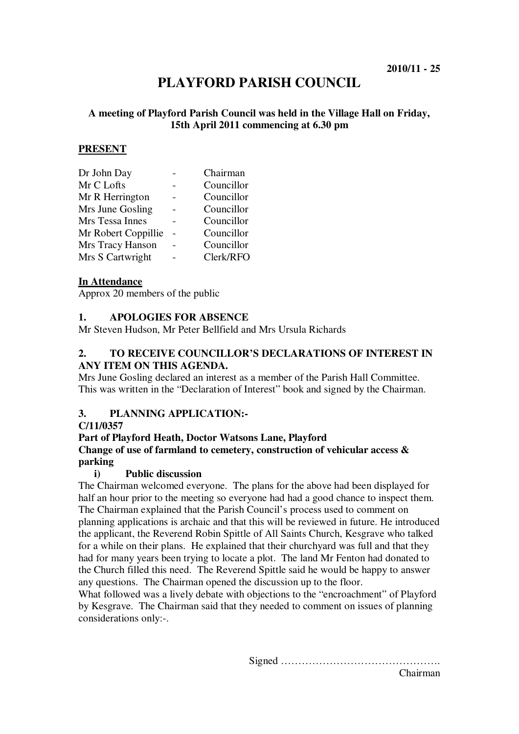2010/11 - 25

# PLAYFORD PARISH COUNCIL

**A meeting of Playford Parish Council was held in the Village Hall on Friday, 15th April 2011 commencing at 6.30 pm**

**PRESENT**

| | | |
|---|---|---|
| Dr John Day | - | Chairman |
| Mr C Lofts | - | Councillor |
| Mr R Herrington | - | Councillor |
| Mrs June Gosling | - | Councillor |
| Mrs Tessa Innes | - | Councillor |
| Mr Robert Coppillie | - | Councillor |
| Mrs Tracy Hanson | - | Councillor |
| Mrs S Cartwright | - | Clerk/RFO |

**In Attendance**

Approx 20 members of the public

## 1. APOLOGIES FOR ABSENCE

Mr Steven Hudson, Mr Peter Bellfield and Mrs Ursula Richards

## 2. TO RECEIVE COUNCILLOR'S DECLARATIONS OF INTEREST IN ANY ITEM ON THIS AGENDA.

Mrs June Gosling declared an interest as a member of the Parish Hall Committee. This was written in the "Declaration of Interest" book and signed by the Chairman.

## 3. PLANNING APPLICATION:-

**C/11/0357**

**Part of Playford Heath, Doctor Watsons Lane, Playford**

**Change of use of farmland to cemetery, construction of vehicular access & parking**

**i) Public discussion**

The Chairman welcomed everyone. The plans for the above had been displayed for half an hour prior to the meeting so everyone had had a good chance to inspect them. The Chairman explained that the Parish Council's process used to comment on planning applications is archaic and that this will be reviewed in future. He introduced the applicant, the Reverend Robin Spittle of All Saints Church, Kesgrave who talked for a while on their plans. He explained that their churchyard was full and that they had for many years been trying to locate a plot. The land Mr Fenton had donated to the Church filled this need. The Reverend Spittle said he would be happy to answer any questions. The Chairman opened the discussion up to the floor.

What followed was a lively debate with objections to the "encroachment" of Playford by Kesgrave. The Chairman said that they needed to comment on issues of planning considerations only:-.

Signed ……………………………………….

Chairman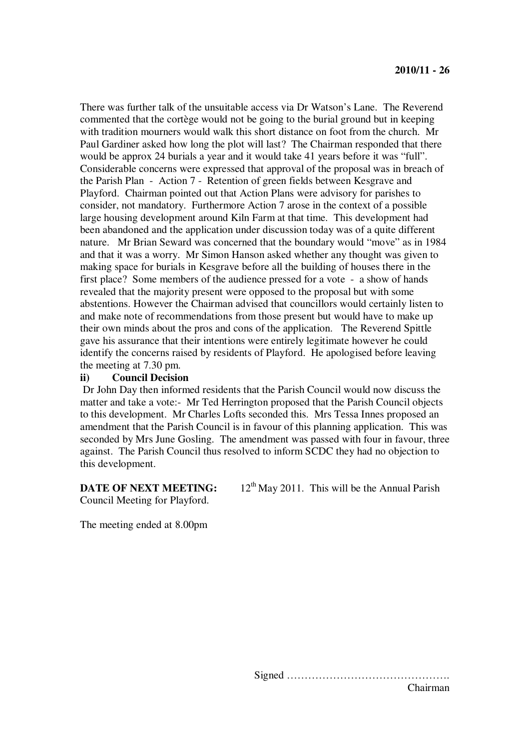There was further talk of the unsuitable access via Dr Watson's Lane. The Reverend commented that the cortège would not be going to the burial ground but in keeping with tradition mourners would walk this short distance on foot from the church. Mr Paul Gardiner asked how long the plot will last? The Chairman responded that there would be approx 24 burials a year and it would take 41 years before it was "full". Considerable concerns were expressed that approval of the proposal was in breach of the Parish Plan - Action 7 - Retention of green fields between Kesgrave and Playford. Chairman pointed out that Action Plans were advisory for parishes to consider, not mandatory. Furthermore Action 7 arose in the context of a possible large housing development around Kiln Farm at that time. This development had been abandoned and the application under discussion today was of a quite different nature. Mr Brian Seward was concerned that the boundary would "move" as in 1984 and that it was a worry. Mr Simon Hanson asked whether any thought was given to making space for burials in Kesgrave before all the building of houses there in the first place? Some members of the audience pressed for a vote - a show of hands revealed that the majority present were opposed to the proposal but with some abstentions. However the Chairman advised that councillors would certainly listen to and make note of recommendations from those present but would have to make up their own minds about the pros and cons of the application. The Reverend Spittle gave his assurance that their intentions were entirely legitimate however he could identify the concerns raised by residents of Playford. He apologised before leaving the meeting at 7.30 pm.

**ii) Council Decision**

Dr John Day then informed residents that the Parish Council would now discuss the matter and take a vote:- Mr Ted Herrington proposed that the Parish Council objects to this development. Mr Charles Lofts seconded this. Mrs Tessa Innes proposed an amendment that the Parish Council is in favour of this planning application. This was seconded by Mrs June Gosling. The amendment was passed with four in favour, three against. The Parish Council thus resolved to inform SCDC they had no objection to this development.

**DATE OF NEXT MEETING:** 12th May 2011. This will be the Annual Parish Council Meeting for Playford.

The meeting ended at 8.00pm

Signed ……………………………………….
Chairman